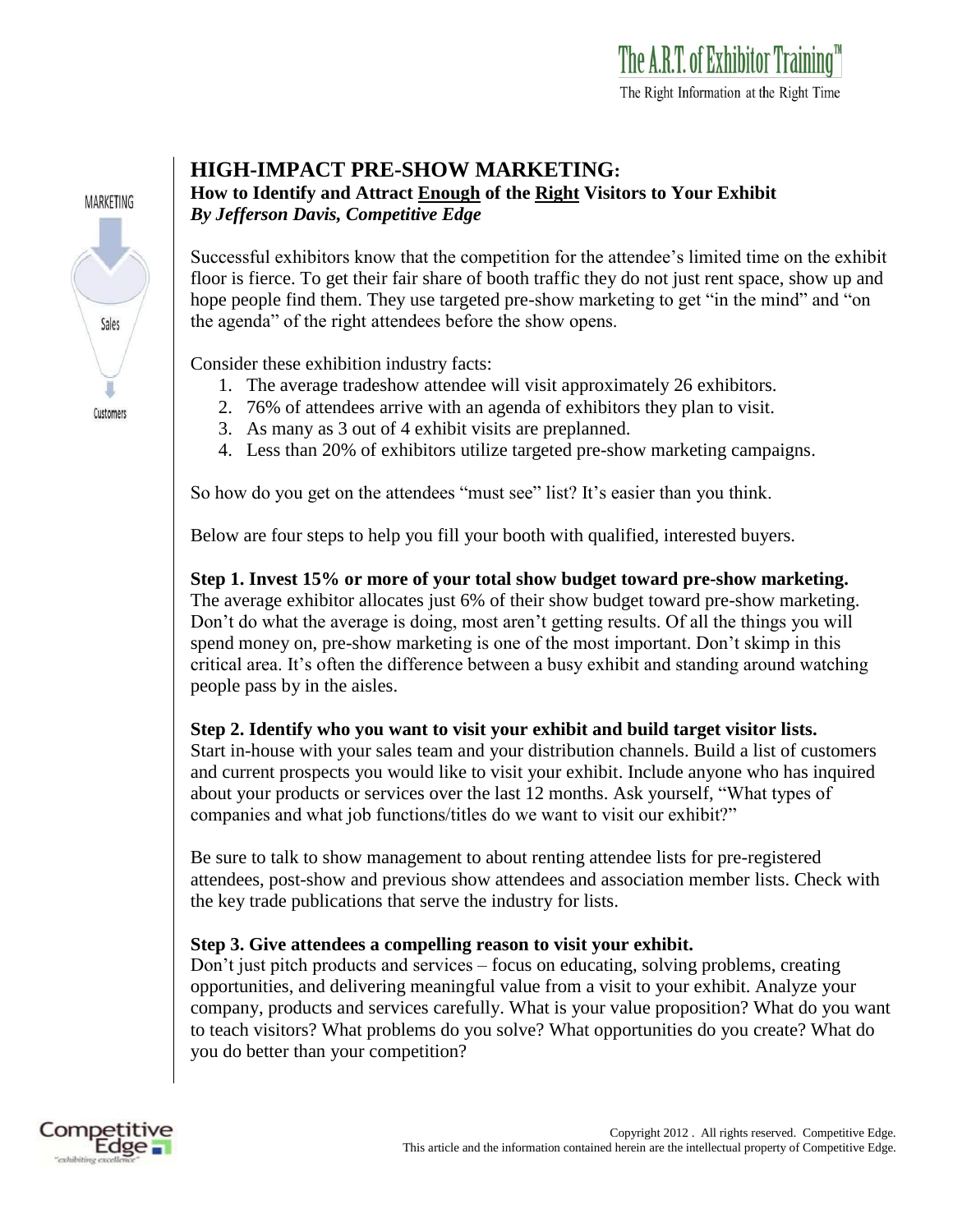# HIGH-IMPACT PRE-SHOW MARKETING:

**How to Identify and Attract Enough of the Right Visitors to Your Exhibit**

***By Jefferson Davis, Competitive Edge***

Successful exhibitors know that the competition for the attendee's limited time on the exhibit floor is fierce. To get their fair share of booth traffic they do not just rent space, show up and hope people find them. They use targeted pre-show marketing to get "in the mind" and "on the agenda" of the right attendees before the show opens.

Consider these exhibition industry facts:

1. The average tradeshow attendee will visit approximately 26 exhibitors.
2. 76% of attendees arrive with an agenda of exhibitors they plan to visit.
3. As many as 3 out of 4 exhibit visits are preplanned.
4. Less than 20% of exhibitors utilize targeted pre-show marketing campaigns.

So how do you get on the attendees "must see" list? It's easier than you think.

Below are four steps to help you fill your booth with qualified, interested buyers.

**Step 1. Invest 15% or more of your total show budget toward pre-show marketing.**
The average exhibitor allocates just 6% of their show budget toward pre-show marketing. Don't do what the average is doing, most aren't getting results. Of all the things you will spend money on, pre-show marketing is one of the most important. Don't skimp in this critical area. It's often the difference between a busy exhibit and standing around watching people pass by in the aisles.

**Step 2. Identify who you want to visit your exhibit and build target visitor lists.**
Start in-house with your sales team and your distribution channels. Build a list of customers and current prospects you would like to visit your exhibit. Include anyone who has inquired about your products or services over the last 12 months. Ask yourself, "What types of companies and what job functions/titles do we want to visit our exhibit?"

Be sure to talk to show management to about renting attendee lists for pre-registered attendees, post-show and previous show attendees and association member lists. Check with the key trade publications that serve the industry for lists.

**Step 3. Give attendees a compelling reason to visit your exhibit.**
Don't just pitch products and services – focus on educating, solving problems, creating opportunities, and delivering meaningful value from a visit to your exhibit. Analyze your company, products and services carefully. What is your value proposition? What do you want to teach visitors? What problems do you solve? What opportunities do you create? What do you do better than your competition?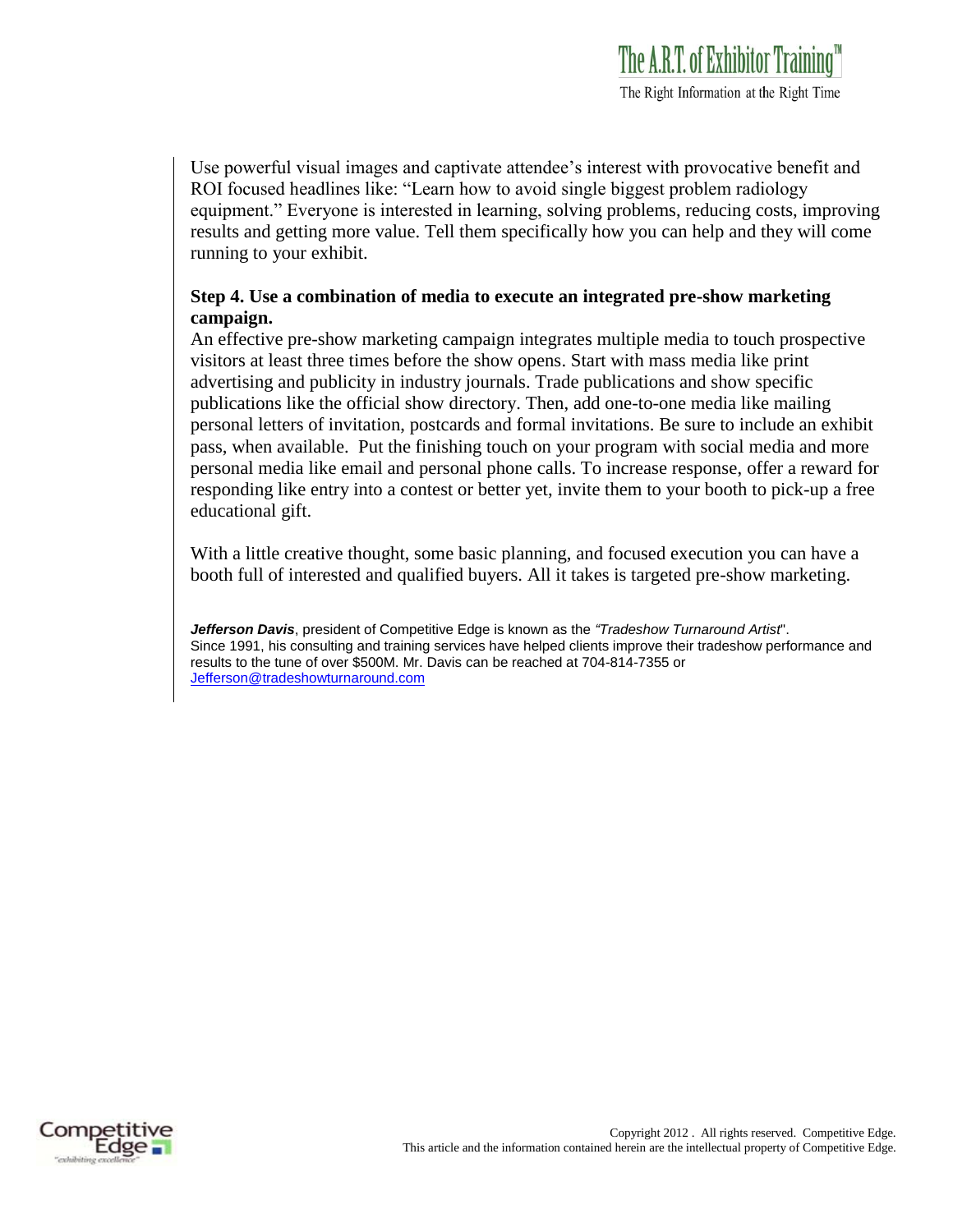Use powerful visual images and captivate attendee's interest with provocative benefit and ROI focused headlines like: "Learn how to avoid single biggest problem radiology equipment." Everyone is interested in learning, solving problems, reducing costs, improving results and getting more value. Tell them specifically how you can help and they will come running to your exhibit.

**Step 4. Use a combination of media to execute an integrated pre-show marketing campaign.**

An effective pre-show marketing campaign integrates multiple media to touch prospective visitors at least three times before the show opens. Start with mass media like print advertising and publicity in industry journals. Trade publications and show specific publications like the official show directory. Then, add one-to-one media like mailing personal letters of invitation, postcards and formal invitations. Be sure to include an exhibit pass, when available. Put the finishing touch on your program with social media and more personal media like email and personal phone calls. To increase response, offer a reward for responding like entry into a contest or better yet, invite them to your booth to pick-up a free educational gift.

With a little creative thought, some basic planning, and focused execution you can have a booth full of interested and qualified buyers. All it takes is targeted pre-show marketing.

***Jefferson Davis***, president of Competitive Edge is known as the *"Tradeshow Turnaround Artist*". Since 1991, his consulting and training services have helped clients improve their tradeshow performance and results to the tune of over $500M. Mr. Davis can be reached at 704-814-7355 or Jefferson@tradeshowturnaround.com

Copyright 2012 . All rights reserved. Competitive Edge.
This article and the information contained herein are the intellectual property of Competitive Edge.